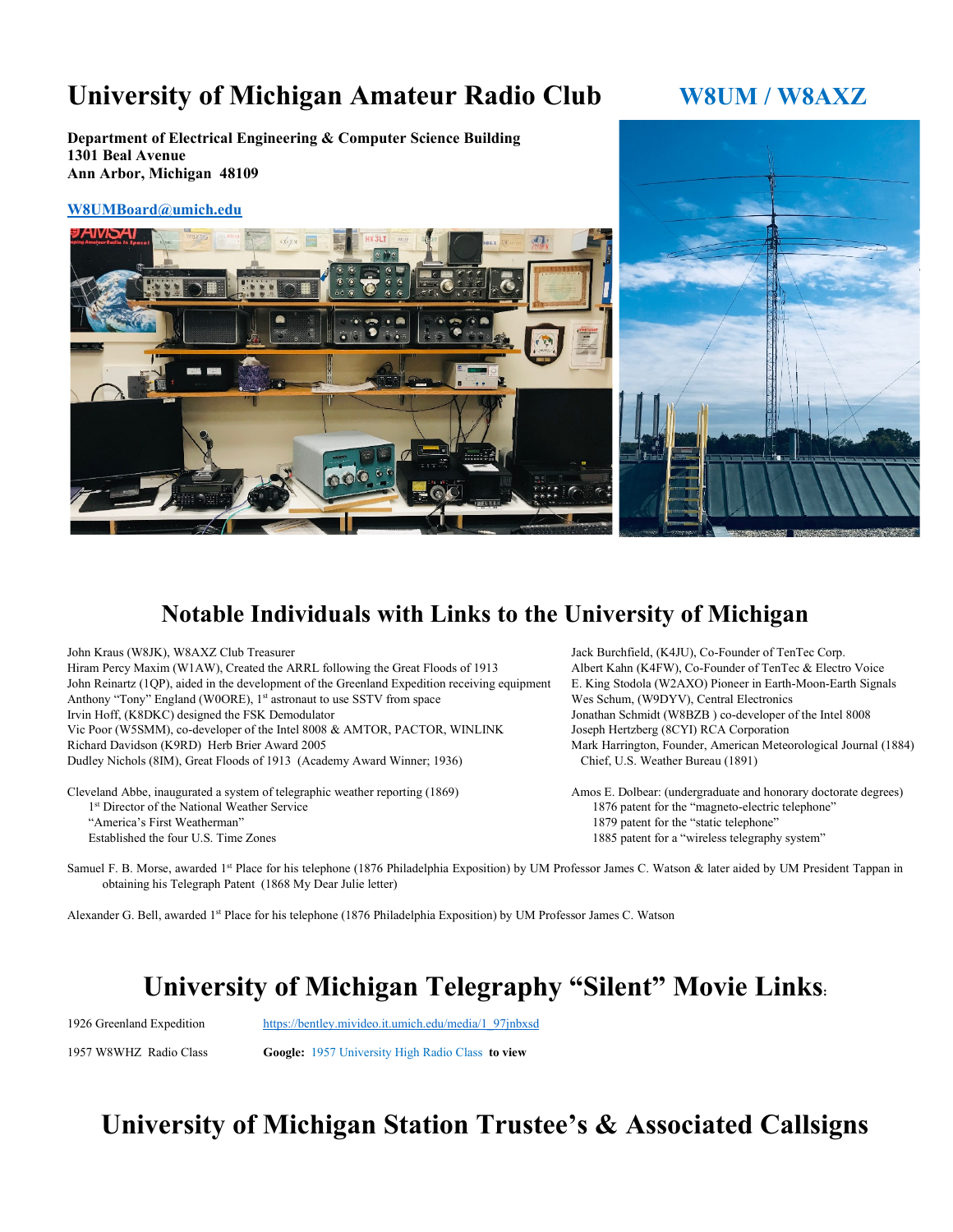# University of Michigan Amateur Radio Club W8UM / W8AXZ

**Department of Electrical Engineering & Computer Science Building**
**1301 Beal Avenue**
**Ann Arbor, Michigan 48109**

[W8UMBoard@umich.edu](mailto:W8UMBoard@umich.edu)

## Notable Individuals with Links to the University of Michigan

John Kraus (W8JK), W8AXZ Club Treasurer
Hiram Percy Maxim (W1AW), Created the ARRL following the Great Floods of 1913
John Reinartz (1QP), aided in the development of the Greenland Expedition receiving equipment
Anthony "Tony" England (W0ORE), 1st astronaut to use SSTV from space
Irvin Hoff, (K8DKC) designed the FSK Demodulator
Vic Poor (W5SMM), co-developer of the Intel 8008 & AMTOR, PACTOR, WINLINK
Richard Davidson (K9RD) Herb Brier Award 2005
Dudley Nichols (8IM), Great Floods of 1913 (Academy Award Winner; 1936)

Cleveland Abbe, inaugurated a system of telegraphic weather reporting (1869)
1st Director of the National Weather Service
"America's First Weatherman"
Established the four U.S. Time Zones

Jack Burchfield, (K4JU), Co-Founder of TenTec Corp.
Albert Kahn (K4FW), Co-Founder of TenTec & Electro Voice
E. King Stodola (W2AXO) Pioneer in Earth-Moon-Earth Signals
Wes Schum, (W9DYV), Central Electronics
Jonathan Schmidt (W8BZB ) co-developer of the Intel 8008
Joseph Hertzberg (8CYI) RCA Corporation
Mark Harrington, Founder, American Meteorological Journal (1884)
Chief, U.S. Weather Bureau (1891)

Amos E. Dolbear: (undergraduate and honorary doctorate degrees)
1876 patent for the "magneto-electric telephone"
1879 patent for the "static telephone"
1885 patent for a "wireless telegraphy system"

Samuel F. B. Morse, awarded 1st Place for his telephone (1876 Philadelphia Exposition) by UM Professor James C. Watson & later aided by UM President Tappan in obtaining his Telegraph Patent (1868 My Dear Julie letter)

Alexander G. Bell, awarded 1st Place for his telephone (1876 Philadelphia Exposition) by UM Professor James C. Watson

## University of Michigan Telegraphy "Silent" Movie Links:

1926 Greenland Expedition https://bentley.mivideo.it.umich.edu/media/1_97jnbxsd

1957 W8WHZ Radio Class **Google:** 1957 University High Radio Class **to view**

## University of Michigan Station Trustee's & Associated Callsigns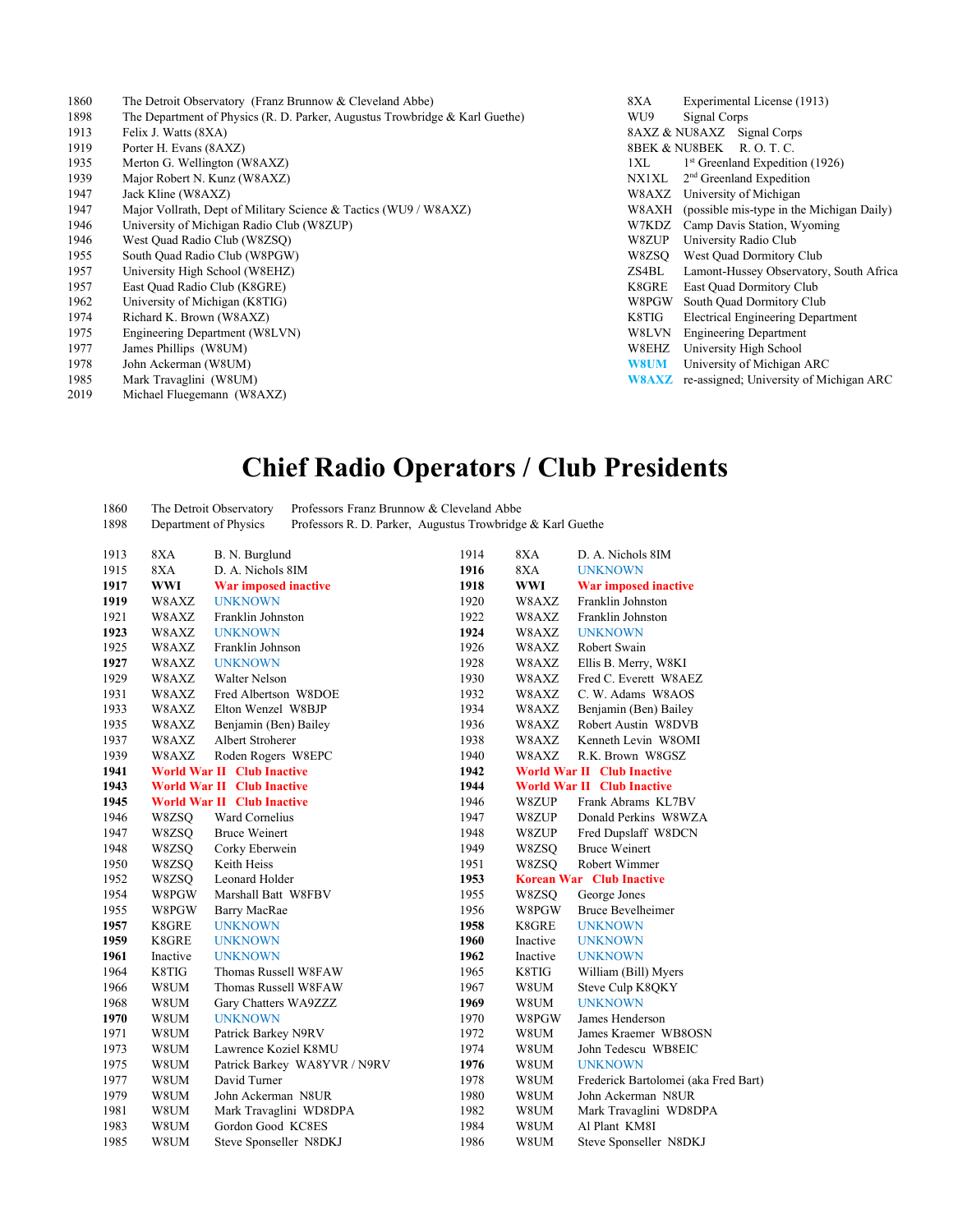| Year | Trustee / Organization |
|---|---|
| 1860 | The Detroit Observatory (Franz Brunnow & Cleveland Abbe) |
| 1898 | The Department of Physics (R. D. Parker, Augustus Trowbridge & Karl Guethe) |
| 1913 | Felix J. Watts (8XA) |
| 1919 | Porter H. Evans (8AXZ) |
| 1935 | Merton G. Wellington (W8AXZ) |
| 1939 | Major Robert N. Kunz (W8AXZ) |
| 1947 | Jack Kline (W8AXZ) |
| 1947 | Major Vollrath, Dept of Military Science & Tactics (WU9 / W8AXZ) |
| 1946 | University of Michigan Radio Club (W8ZUP) |
| 1946 | West Quad Radio Club (W8ZSQ) |
| 1955 | South Quad Radio Club (W8PGW) |
| 1957 | University High School (W8EHZ) |
| 1957 | East Quad Radio Club (K8GRE) |
| 1962 | University of Michigan (K8TIG) |
| 1974 | Richard K. Brown (W8AXZ) |
| 1975 | Engineering Department (W8LVN) |
| 1977 | James Phillips (W8UM) |
| 1978 | John Ackerman (W8UM) |
| 1985 | Mark Travaglini (W8UM) |
| 2019 | Michael Fluegemann (W8AXZ) |

| Call Sign | Description |
|---|---|
| 8XA | Experimental License (1913) |
| WU9 | Signal Corps |
| 8AXZ & NU8AXZ | Signal Corps |
| 8BEK & NU8BEK | R. O. T. C. |
| 1XL | 1st Greenland Expedition (1926) |
| NX1XL | 2nd Greenland Expedition |
| W8AXZ | University of Michigan |
| W8AXH | (possible mis-type in the Michigan Daily) |
| W7KDZ | Camp Davis Station, Wyoming |
| W8ZUP | University Radio Club |
| W8ZSQ | West Quad Dormitory Club |
| ZS4BL | Lamont-Hussey Observatory, South Africa |
| K8GRE | East Quad Dormitory Club |
| W8PGW | South Quad Dormitory Club |
| K8TIG | Electrical Engineering Department |
| W8LVN | Engineering Department |
| W8EHZ | University High School |
| **W8UM** | University of Michigan ARC |
| **W8AXZ** | re-assigned; University of Michigan ARC |

# Chief Radio Operators / Club Presidents

| Year | Organization | Leaders |
|---|---|---|
| 1860 | The Detroit Observatory | Professors Franz Brunnow & Cleveland Abbe |
| 1898 | Department of Physics | Professors R. D. Parker, Augustus Trowbridge & Karl Guethe |

| Year | Call | Name |
|---|---|---|
| 1913 | 8XA | B. N. Burglund |
| 1914 | 8XA | D. A. Nichols 8IM |
| 1915 | 8XA | D. A. Nichols 8IM |
| **1916** | 8XA | UNKNOWN |
| **1917** | **WWI** | **War imposed inactive** |
| **1918** | **WWI** | **War imposed inactive** |
| **1919** | W8AXZ | UNKNOWN |
| 1920 | W8AXZ | Franklin Johnston |
| 1921 | W8AXZ | Franklin Johnston |
| 1922 | W8AXZ | Franklin Johnston |
| **1923** | W8AXZ | UNKNOWN |
| **1924** | W8AXZ | UNKNOWN |
| 1925 | W8AXZ | Franklin Johnson |
| 1926 | W8AXZ | Robert Swain |
| **1927** | W8AXZ | UNKNOWN |
| 1928 | W8AXZ | Ellis B. Merry, W8KI |
| 1929 | W8AXZ | Walter Nelson |
| 1930 | W8AXZ | Fred C. Everett W8AEZ |
| 1931 | W8AXZ | Fred Albertson W8DOE |
| 1932 | W8AXZ | C. W. Adams W8AOS |
| 1933 | W8AXZ | Elton Wenzel W8BJP |
| 1934 | W8AXZ | Benjamin (Ben) Bailey |
| 1935 | W8AXZ | Benjamin (Ben) Bailey |
| 1936 | W8AXZ | Robert Austin W8DVB |
| 1937 | W8AXZ | Albert Stroherer |
| 1938 | W8AXZ | Kenneth Levin W8OMI |
| 1939 | W8AXZ | Roden Rogers W8EPC |
| 1940 | W8AXZ | R.K. Brown W8GSZ |
| **1941** | **World War II** | **Club Inactive** |
| **1942** | **World War II** | **Club Inactive** |
| **1943** | **World War II** | **Club Inactive** |
| **1944** | **World War II** | **Club Inactive** |
| **1945** | **World War II** | **Club Inactive** |
| 1946 | W8ZUP | Frank Abrams KL7BV |
| 1946 | W8ZSQ | Ward Cornelius |
| 1947 | W8ZUP | Donald Perkins W8WZA |
| 1947 | W8ZSQ | Bruce Weinert |
| 1948 | W8ZUP | Fred Dupslaff W8DCN |
| 1948 | W8ZSQ | Corky Eberwein |
| 1949 | W8ZSQ | Bruce Weinert |
| 1950 | W8ZSQ | Keith Heiss |
| 1951 | W8ZSQ | Robert Wimmer |
| 1952 | W8ZSQ | Leonard Holder |
| **1953** | **Korean War** | **Club Inactive** |
| 1954 | W8PGW | Marshall Batt W8FBV |
| 1955 | W8ZSQ | George Jones |
| 1955 | W8PGW | Barry MacRae |
| 1956 | W8PGW | Bruce Bevelheimer |
| **1957** | K8GRE | UNKNOWN |
| **1958** | K8GRE | UNKNOWN |
| **1959** | K8GRE | UNKNOWN |
| **1960** | Inactive | UNKNOWN |
| **1961** | Inactive | UNKNOWN |
| **1962** | Inactive | UNKNOWN |
| 1964 | K8TIG | Thomas Russell W8FAW |
| 1965 | K8TIG | William (Bill) Myers |
| 1966 | W8UM | Thomas Russell W8FAW |
| 1967 | W8UM | Steve Culp K8QKY |
| 1968 | W8UM | Gary Chatters WA9ZZZ |
| **1969** | W8UM | UNKNOWN |
| **1970** | W8UM | UNKNOWN |
| 1970 | W8PGW | James Henderson |
| 1971 | W8UM | Patrick Barkey N9RV |
| 1972 | W8UM | James Kraemer WB8OSN |
| 1973 | W8UM | Lawrence Koziel K8MU |
| 1974 | W8UM | John Tedescu WB8EIC |
| 1975 | W8UM | Patrick Barkey WA8YVR / N9RV |
| **1976** | W8UM | UNKNOWN |
| 1977 | W8UM | David Turner |
| 1978 | W8UM | Frederick Bartolomei (aka Fred Bart) |
| 1979 | W8UM | John Ackerman N8UR |
| 1980 | W8UM | John Ackerman N8UR |
| 1981 | W8UM | Mark Travaglini WD8DPA |
| 1982 | W8UM | Mark Travaglini WD8DPA |
| 1983 | W8UM | Gordon Good KC8ES |
| 1984 | W8UM | Al Plant KM8I |
| 1985 | W8UM | Steve Sponseller N8DKJ |
| 1986 | W8UM | Steve Sponseller N8DKJ |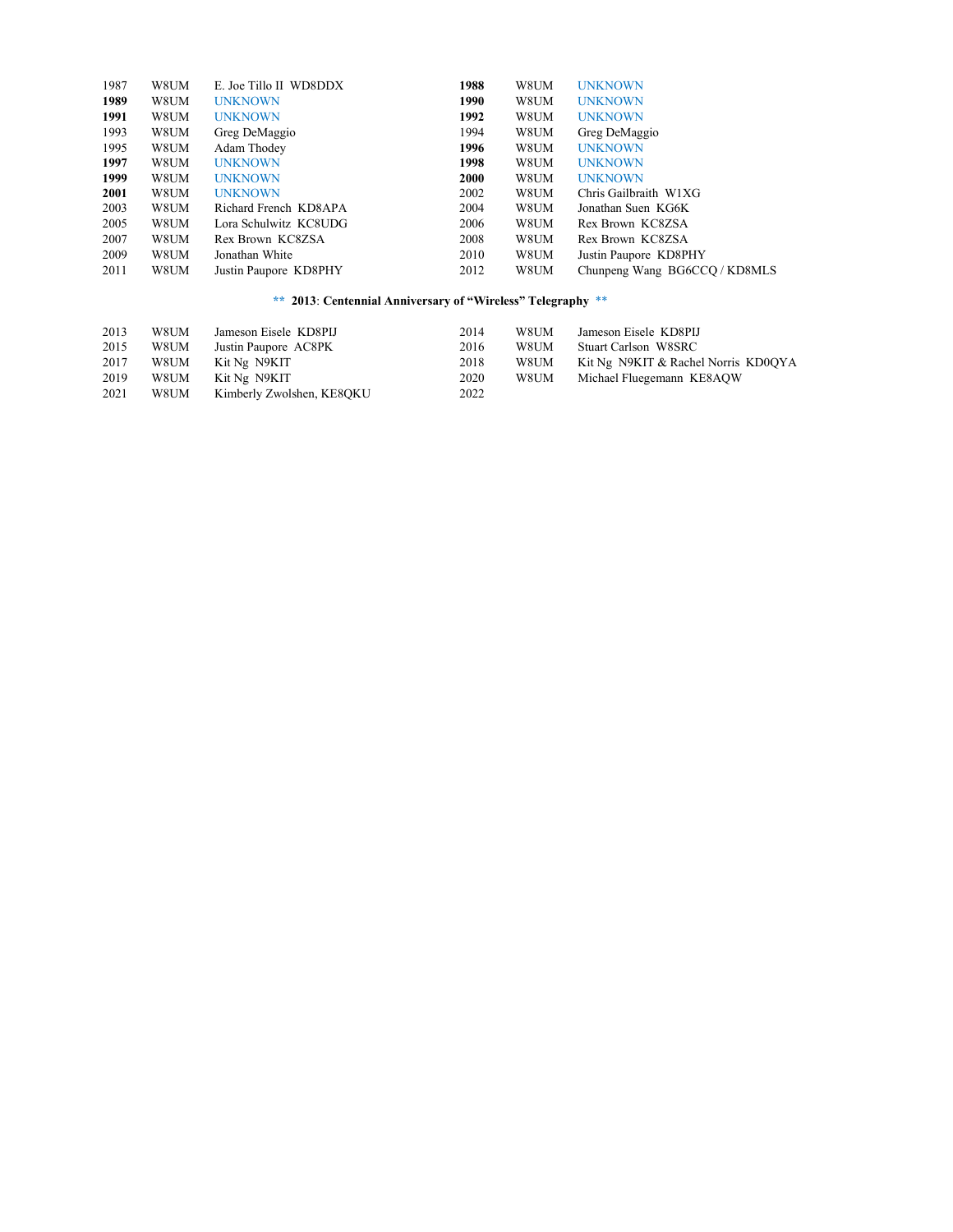| | | | | | |
|---|---|---|---|---|---|
| 1987 | W8UM | E. Joe Tillo II  WD8DDX | **1988** | W8UM | UNKNOWN |
| **1989** | W8UM | UNKNOWN | **1990** | W8UM | UNKNOWN |
| **1991** | W8UM | UNKNOWN | **1992** | W8UM | UNKNOWN |
| 1993 | W8UM | Greg DeMaggio | 1994 | W8UM | Greg DeMaggio |
| 1995 | W8UM | Adam Thodey | **1996** | W8UM | UNKNOWN |
| **1997** | W8UM | UNKNOWN | **1998** | W8UM | UNKNOWN |
| **1999** | W8UM | UNKNOWN | **2000** | W8UM | UNKNOWN |
| **2001** | W8UM | UNKNOWN | 2002 | W8UM | Chris Gailbraith  W1XG |
| 2003 | W8UM | Richard French  KD8APA | 2004 | W8UM | Jonathan Suen  KG6K |
| 2005 | W8UM | Lora Schulwitz  KC8UDG | 2006 | W8UM | Rex Brown  KC8ZSA |
| 2007 | W8UM | Rex Brown  KC8ZSA | 2008 | W8UM | Rex Brown  KC8ZSA |
| 2009 | W8UM | Jonathan White | 2010 | W8UM | Justin Paupore  KD8PHY |
| 2011 | W8UM | Justin Paupore  KD8PHY | 2012 | W8UM | Chunpeng Wang  BG6CCQ / KD8MLS |

** **2013**: **Centennial Anniversary of "Wireless" Telegraphy** **

| | | | | | |
|---|---|---|---|---|---|
| 2013 | W8UM | Jameson Eisele  KD8PIJ | 2014 | W8UM | Jameson Eisele  KD8PIJ |
| 2015 | W8UM | Justin Paupore  AC8PK | 2016 | W8UM | Stuart Carlson  W8SRC |
| 2017 | W8UM | Kit Ng  N9KIT | 2018 | W8UM | Kit Ng  N9KIT & Rachel Norris  KD0QYA |
| 2019 | W8UM | Kit Ng  N9KIT | 2020 | W8UM | Michael Fluegemann  KE8AQW |
| 2021 | W8UM | Kimberly Zwolshen, KE8QKU | 2022 | | |